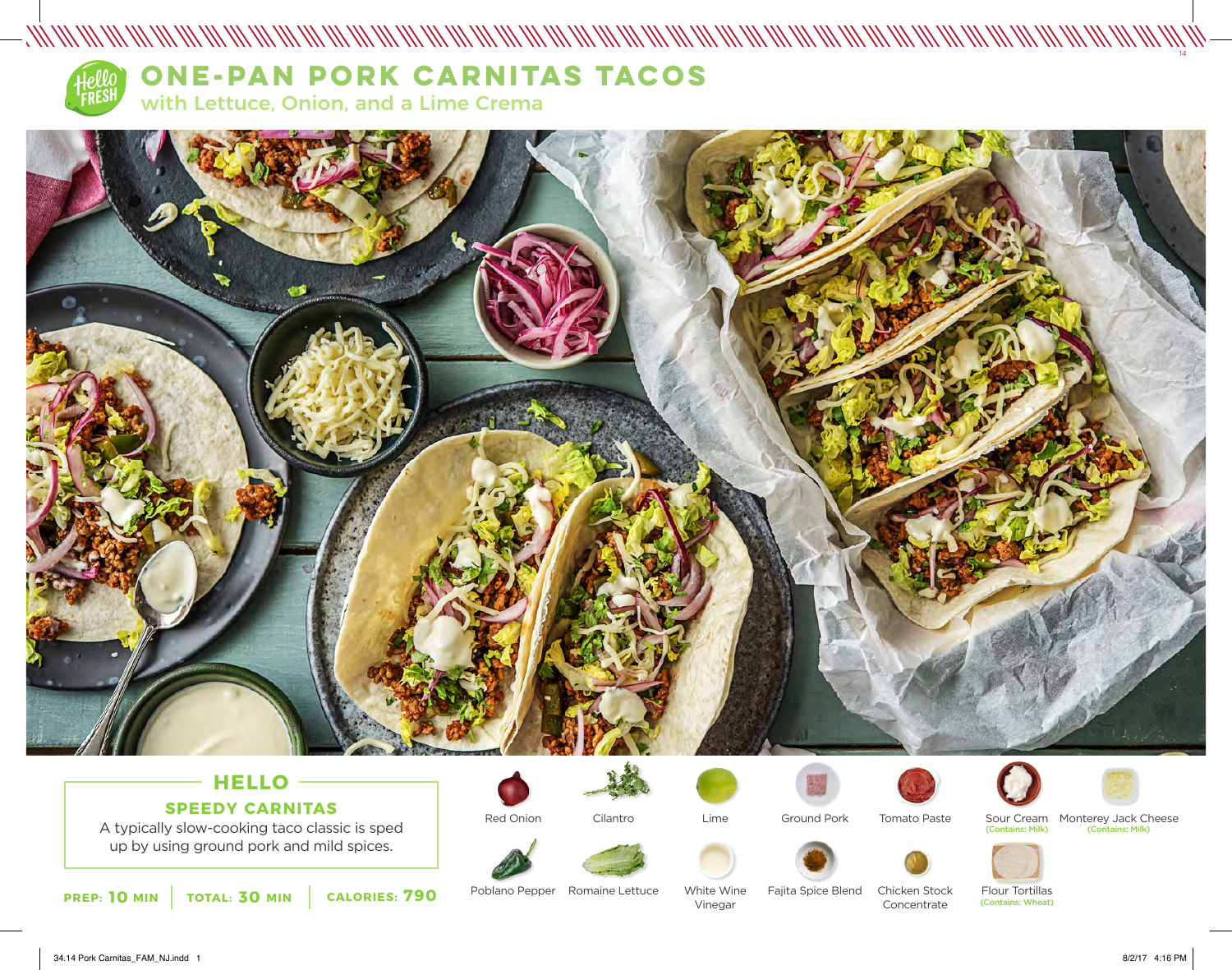# ONE-PAN PORK CARNITAS TACOS

## with Lettuce, Onion, and a Lime Crema

### HELLO

**SPEEDY CARNITAS**

A typically slow-cooking taco classic is sped up by using ground pork and mild spices.

**PREP: 10 MIN** | **TOTAL: 30 MIN** | **CALORIES: 790**

- Red Onion
- Cilantro
- Lime
- Ground Pork
- Tomato Paste
- Sour Cream (Contains: Milk)
- Monterey Jack Cheese (Contains: Milk)
- Poblano Pepper
- Romaine Lettuce
- White Wine Vinegar
- Fajita Spice Blend
- Chicken Stock Concentrate
- Flour Tortillas (Contains: Wheat)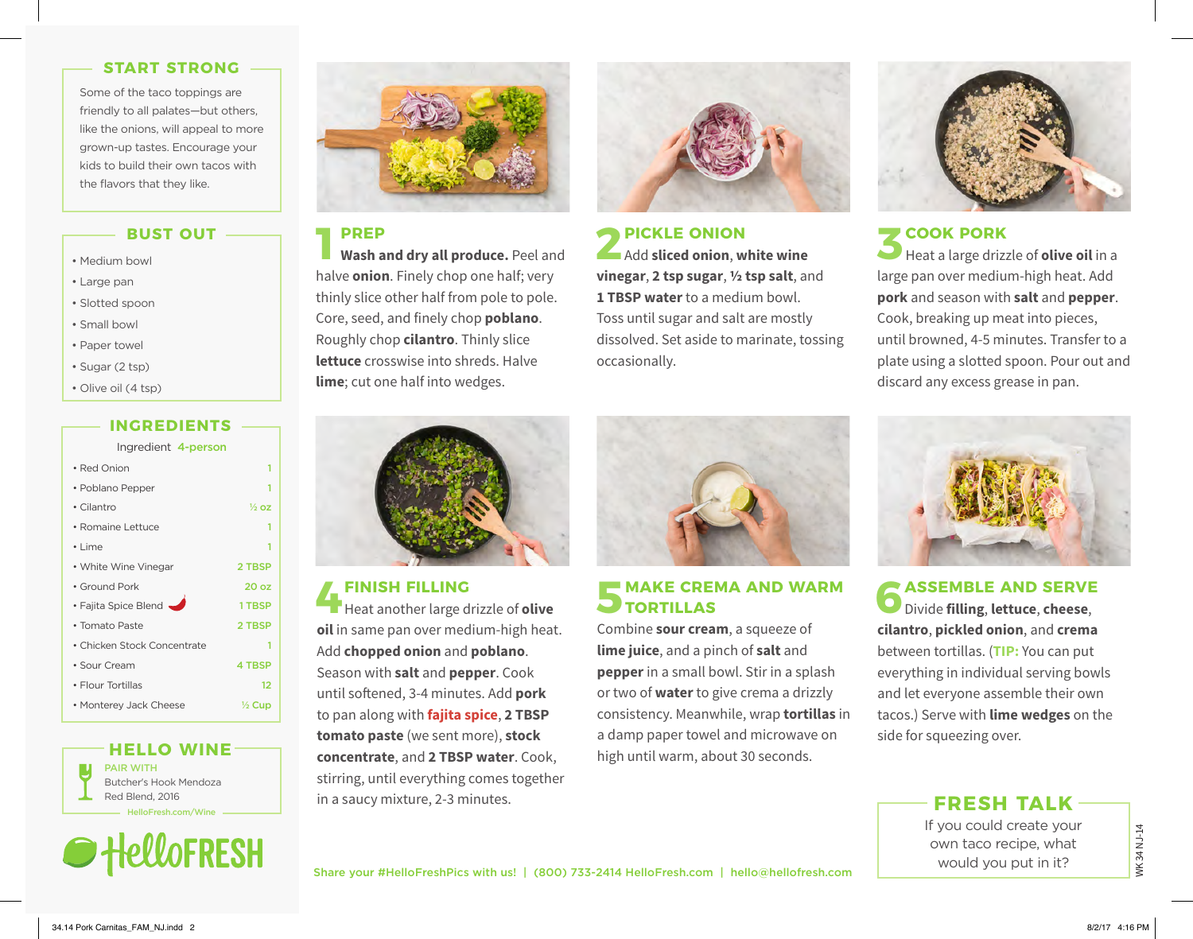## START STRONG

Some of the taco toppings are friendly to all palates—but others, like the onions, will appeal to more grown-up tastes. Encourage your kids to build their own tacos with the flavors that they like.

## BUST OUT

- Medium bowl
- Large pan
- Slotted spoon
- Small bowl
- Paper towel
- Sugar (2 tsp)
- Olive oil (4 tsp)

## INGREDIENTS

| Ingredient | 4-person |
|---|---|
| Red Onion | 1 |
| Poblano Pepper | 1 |
| Cilantro | ½ oz |
| Romaine Lettuce | 1 |
| Lime | 1 |
| White Wine Vinegar | 2 TBSP |
| Ground Pork | 20 oz |
| Fajita Spice Blend | 1 TBSP |
| Tomato Paste | 2 TBSP |
| Chicken Stock Concentrate | 1 |
| Sour Cream | 4 TBSP |
| Flour Tortillas | 12 |
| Monterey Jack Cheese | ½ Cup |

## HELLO WINE

PAIR WITH
Butcher's Hook Mendoza
Red Blend, 2016

HelloFresh.com/Wine

HelloFRESH

### 1 PREP

**Wash and dry all produce.** Peel and halve **onion**. Finely chop one half; very thinly slice other half from pole to pole. Core, seed, and finely chop **poblano**. Roughly chop **cilantro**. Thinly slice **lettuce** crosswise into shreds. Halve **lime**; cut one half into wedges.

### 2 PICKLE ONION

Add **sliced onion**, **white wine vinegar**, **2 tsp sugar**, **½ tsp salt**, and **1 TBSP water** to a medium bowl. Toss until sugar and salt are mostly dissolved. Set aside to marinate, tossing occasionally.

### 3 COOK PORK

Heat a large drizzle of **olive oil** in a large pan over medium-high heat. Add **pork** and season with **salt** and **pepper**. Cook, breaking up meat into pieces, until browned, 4-5 minutes. Transfer to a plate using a slotted spoon. Pour out and discard any excess grease in pan.

### 4 FINISH FILLING

Heat another large drizzle of **olive oil** in same pan over medium-high heat. Add **chopped onion** and **poblano**. Season with **salt** and **pepper**. Cook until softened, 3-4 minutes. Add **pork** to pan along with **fajita spice**, **2 TBSP tomato paste** (we sent more), **stock concentrate**, and **2 TBSP water**. Cook, stirring, until everything comes together in a saucy mixture, 2-3 minutes.

### 5 MAKE CREMA AND WARM TORTILLAS

Combine **sour cream**, a squeeze of **lime juice**, and a pinch of **salt** and **pepper** in a small bowl. Stir in a splash or two of **water** to give crema a drizzly consistency. Meanwhile, wrap **tortillas** in a damp paper towel and microwave on high until warm, about 30 seconds.

### 6 ASSEMBLE AND SERVE

Divide **filling**, **lettuce**, **cheese**, **cilantro**, **pickled onion**, and **crema** between tortillas. (**TIP:** You can put everything in individual serving bowls and let everyone assemble their own tacos.) Serve with **lime wedges** on the side for squeezing over.

## FRESH TALK

If you could create your own taco recipe, what would you put in it?

Share your #HelloFreshPics with us! | (800) 733-2414 HelloFresh.com | hello@hellofresh.com

WK 34 NJ-14